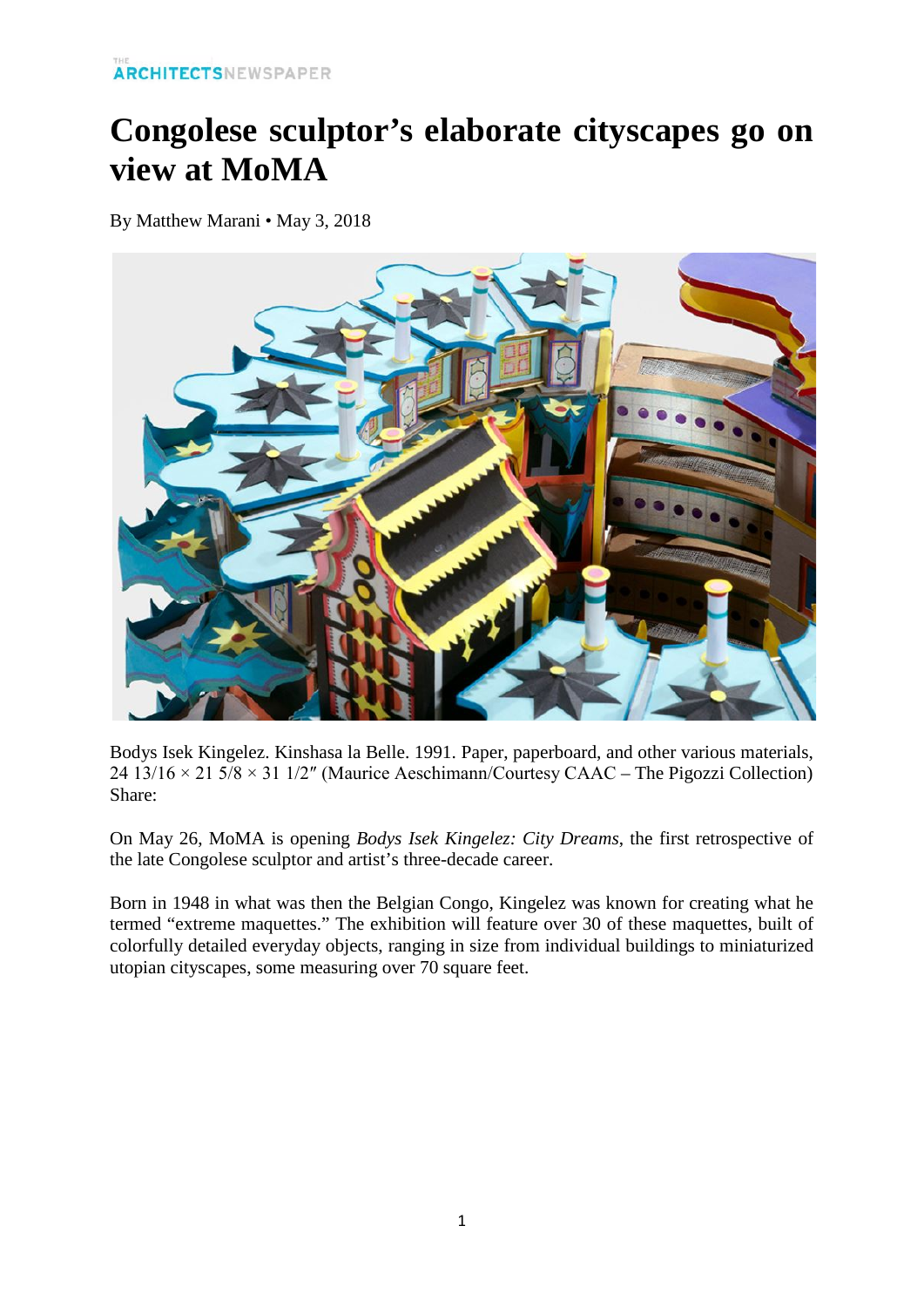# Congolese sculptor's elaborate cityscapes go on view at MoMA

By Matthew Marani • May 3, 2018

Bodys Isek Kingelez. Kinshasa la Belle. 1991. Paper, paperboard, and other various materials, 24 13/16 × 21 5/8 × 31 1/2″ (Maurice Aeschimann/Courtesy CAAC – The Pigozzi Collection)
Share:

On May 26, MoMA is opening *Bodys Isek Kingelez: City Dreams*, the first retrospective of the late Congolese sculptor and artist's three-decade career.

Born in 1948 in what was then the Belgian Congo, Kingelez was known for creating what he termed "extreme maquettes." The exhibition will feature over 30 of these maquettes, built of colorfully detailed everyday objects, ranging in size from individual buildings to miniaturized utopian cityscapes, some measuring over 70 square feet.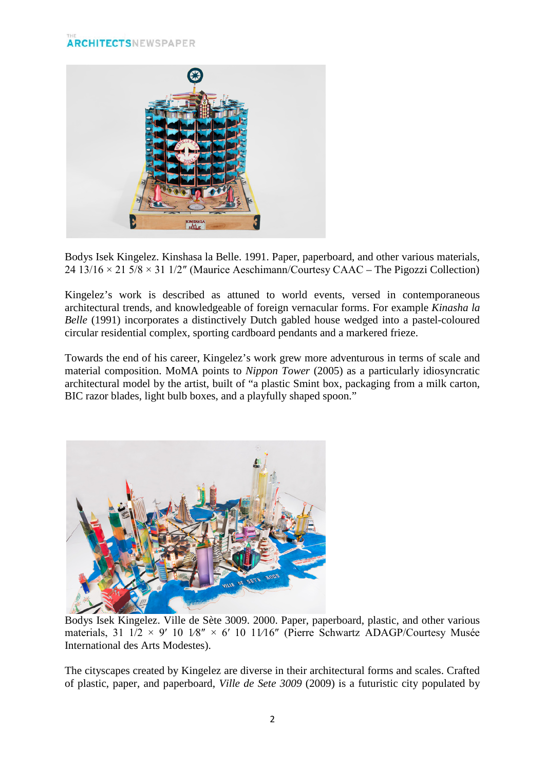Bodys Isek Kingelez. Kinshasa la Belle. 1991. Paper, paperboard, and other various materials, 24 13/16 × 21 5/8 × 31 1/2″ (Maurice Aeschimann/Courtesy CAAC – The Pigozzi Collection)

Kingelez's work is described as attuned to world events, versed in contemporaneous architectural trends, and knowledgeable of foreign vernacular forms. For example *Kinasha la Belle* (1991) incorporates a distinctively Dutch gabled house wedged into a pastel-coloured circular residential complex, sporting cardboard pendants and a markered frieze.

Towards the end of his career, Kingelez's work grew more adventurous in terms of scale and material composition. MoMA points to *Nippon Tower* (2005) as a particularly idiosyncratic architectural model by the artist, built of "a plastic Smint box, packaging from a milk carton, BIC razor blades, light bulb boxes, and a playfully shaped spoon."

Bodys Isek Kingelez. Ville de Sète 3009. 2000. Paper, paperboard, plastic, and other various materials, 31 1/2 × 9′ 10 1⁄8″ × 6′ 10 11⁄16″ (Pierre Schwartz ADAGP/Courtesy Musée International des Arts Modestes).

The cityscapes created by Kingelez are diverse in their architectural forms and scales. Crafted of plastic, paper, and paperboard, *Ville de Sete 3009* (2009) is a futuristic city populated by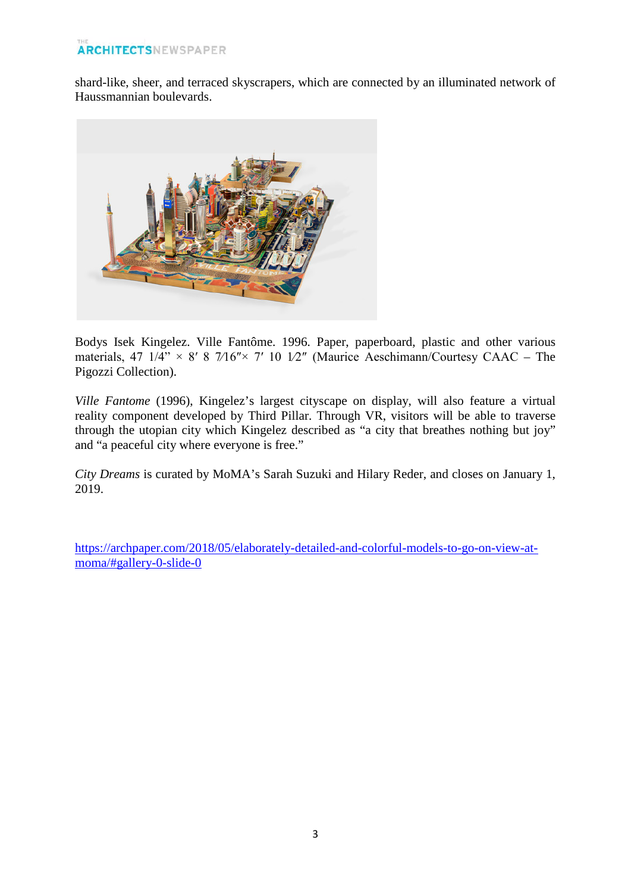shard-like, sheer, and terraced skyscrapers, which are connected by an illuminated network of Haussmannian boulevards.

Bodys Isek Kingelez. Ville Fantôme. 1996. Paper, paperboard, plastic and other various materials, 47 1/4" × 8′ 8 7⁄16″× 7′ 10 1⁄2″ (Maurice Aeschimann/Courtesy CAAC – The Pigozzi Collection).

*Ville Fantome* (1996), Kingelez's largest cityscape on display, will also feature a virtual reality component developed by Third Pillar. Through VR, visitors will be able to traverse through the utopian city which Kingelez described as "a city that breathes nothing but joy" and "a peaceful city where everyone is free."

*City Dreams* is curated by MoMA's Sarah Suzuki and Hilary Reder, and closes on January 1, 2019.

https://archpaper.com/2018/05/elaborately-detailed-and-colorful-models-to-go-on-view-at-moma/#gallery-0-slide-0